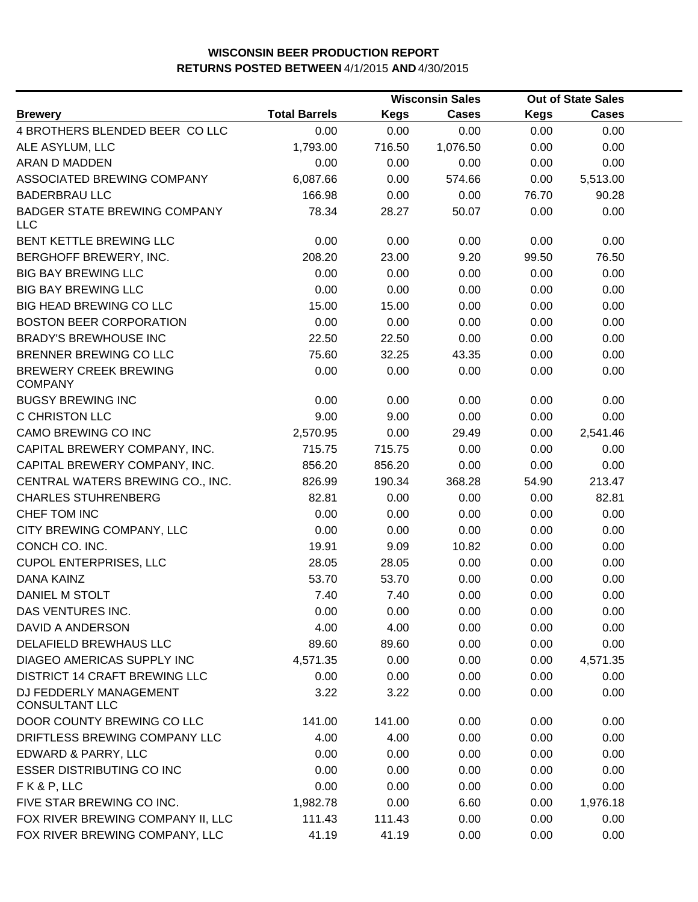**WISCONSIN BEER PRODUCTION REPORT**
**RETURNS POSTED BETWEEN** 4/1/2015 **AND** 4/30/2015

| | | Wisconsin Sales | | Out of State Sales | |
|---|---|---|---|---|---|
| **Brewery** | **Total Barrels** | **Kegs** | **Cases** | **Kegs** | **Cases** |
| 4 BROTHERS BLENDED BEER CO LLC | 0.00 | 0.00 | 0.00 | 0.00 | 0.00 |
| ALE ASYLUM, LLC | 1,793.00 | 716.50 | 1,076.50 | 0.00 | 0.00 |
| ARAN D MADDEN | 0.00 | 0.00 | 0.00 | 0.00 | 0.00 |
| ASSOCIATED BREWING COMPANY | 6,087.66 | 0.00 | 574.66 | 0.00 | 5,513.00 |
| BADERBRAU LLC | 166.98 | 0.00 | 0.00 | 76.70 | 90.28 |
| BADGER STATE BREWING COMPANY LLC | 78.34 | 28.27 | 50.07 | 0.00 | 0.00 |
| BENT KETTLE BREWING LLC | 0.00 | 0.00 | 0.00 | 0.00 | 0.00 |
| BERGHOFF BREWERY, INC. | 208.20 | 23.00 | 9.20 | 99.50 | 76.50 |
| BIG BAY BREWING LLC | 0.00 | 0.00 | 0.00 | 0.00 | 0.00 |
| BIG BAY BREWING LLC | 0.00 | 0.00 | 0.00 | 0.00 | 0.00 |
| BIG HEAD BREWING CO LLC | 15.00 | 15.00 | 0.00 | 0.00 | 0.00 |
| BOSTON BEER CORPORATION | 0.00 | 0.00 | 0.00 | 0.00 | 0.00 |
| BRADY'S BREWHOUSE INC | 22.50 | 22.50 | 0.00 | 0.00 | 0.00 |
| BRENNER BREWING CO LLC | 75.60 | 32.25 | 43.35 | 0.00 | 0.00 |
| BREWERY CREEK BREWING COMPANY | 0.00 | 0.00 | 0.00 | 0.00 | 0.00 |
| BUGSY BREWING INC | 0.00 | 0.00 | 0.00 | 0.00 | 0.00 |
| C CHRISTON LLC | 9.00 | 9.00 | 0.00 | 0.00 | 0.00 |
| CAMO BREWING CO INC | 2,570.95 | 0.00 | 29.49 | 0.00 | 2,541.46 |
| CAPITAL BREWERY COMPANY, INC. | 715.75 | 715.75 | 0.00 | 0.00 | 0.00 |
| CAPITAL BREWERY COMPANY, INC. | 856.20 | 856.20 | 0.00 | 0.00 | 0.00 |
| CENTRAL WATERS BREWING CO., INC. | 826.99 | 190.34 | 368.28 | 54.90 | 213.47 |
| CHARLES STUHRENBERG | 82.81 | 0.00 | 0.00 | 0.00 | 82.81 |
| CHEF TOM INC | 0.00 | 0.00 | 0.00 | 0.00 | 0.00 |
| CITY BREWING COMPANY, LLC | 0.00 | 0.00 | 0.00 | 0.00 | 0.00 |
| CONCH CO. INC. | 19.91 | 9.09 | 10.82 | 0.00 | 0.00 |
| CUPOL ENTERPRISES, LLC | 28.05 | 28.05 | 0.00 | 0.00 | 0.00 |
| DANA KAINZ | 53.70 | 53.70 | 0.00 | 0.00 | 0.00 |
| DANIEL M STOLT | 7.40 | 7.40 | 0.00 | 0.00 | 0.00 |
| DAS VENTURES INC. | 0.00 | 0.00 | 0.00 | 0.00 | 0.00 |
| DAVID A ANDERSON | 4.00 | 4.00 | 0.00 | 0.00 | 0.00 |
| DELAFIELD BREWHAUS LLC | 89.60 | 89.60 | 0.00 | 0.00 | 0.00 |
| DIAGEO AMERICAS SUPPLY INC | 4,571.35 | 0.00 | 0.00 | 0.00 | 4,571.35 |
| DISTRICT 14 CRAFT BREWING LLC | 0.00 | 0.00 | 0.00 | 0.00 | 0.00 |
| DJ FEDDERLY MANAGEMENT CONSULTANT LLC | 3.22 | 3.22 | 0.00 | 0.00 | 0.00 |
| DOOR COUNTY BREWING CO LLC | 141.00 | 141.00 | 0.00 | 0.00 | 0.00 |
| DRIFTLESS BREWING COMPANY LLC | 4.00 | 4.00 | 0.00 | 0.00 | 0.00 |
| EDWARD & PARRY, LLC | 0.00 | 0.00 | 0.00 | 0.00 | 0.00 |
| ESSER DISTRIBUTING CO INC | 0.00 | 0.00 | 0.00 | 0.00 | 0.00 |
| F K & P, LLC | 0.00 | 0.00 | 0.00 | 0.00 | 0.00 |
| FIVE STAR BREWING CO INC. | 1,982.78 | 0.00 | 6.60 | 0.00 | 1,976.18 |
| FOX RIVER BREWING COMPANY II, LLC | 111.43 | 111.43 | 0.00 | 0.00 | 0.00 |
| FOX RIVER BREWING COMPANY, LLC | 41.19 | 41.19 | 0.00 | 0.00 | 0.00 |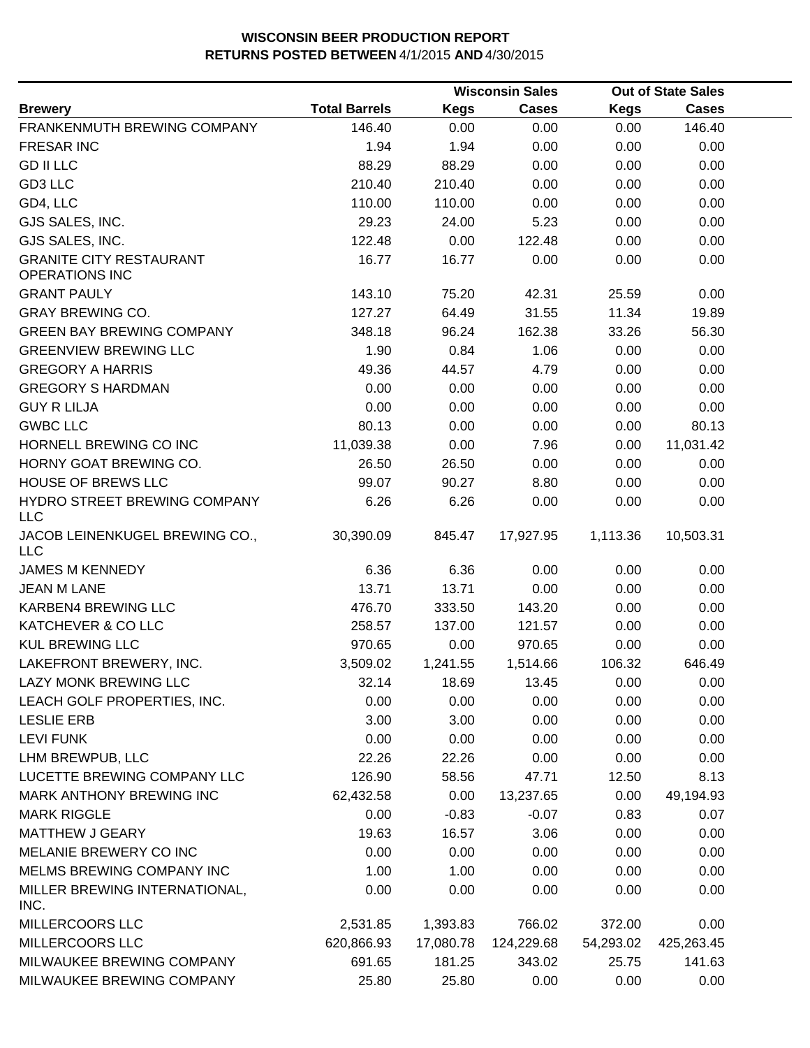**WISCONSIN BEER PRODUCTION REPORT**
**RETURNS POSTED BETWEEN** 4/1/2015 **AND** 4/30/2015

| | | Wisconsin Sales | | Out of State Sales | |
|---|---|---|---|---|---|
| **Brewery** | **Total Barrels** | **Kegs** | **Cases** | **Kegs** | **Cases** |
| FRANKENMUTH BREWING COMPANY | 146.40 | 0.00 | 0.00 | 0.00 | 146.40 |
| FRESAR INC | 1.94 | 1.94 | 0.00 | 0.00 | 0.00 |
| GD II LLC | 88.29 | 88.29 | 0.00 | 0.00 | 0.00 |
| GD3 LLC | 210.40 | 210.40 | 0.00 | 0.00 | 0.00 |
| GD4, LLC | 110.00 | 110.00 | 0.00 | 0.00 | 0.00 |
| GJS SALES, INC. | 29.23 | 24.00 | 5.23 | 0.00 | 0.00 |
| GJS SALES, INC. | 122.48 | 0.00 | 122.48 | 0.00 | 0.00 |
| GRANITE CITY RESTAURANT OPERATIONS INC | 16.77 | 16.77 | 0.00 | 0.00 | 0.00 |
| GRANT PAULY | 143.10 | 75.20 | 42.31 | 25.59 | 0.00 |
| GRAY BREWING CO. | 127.27 | 64.49 | 31.55 | 11.34 | 19.89 |
| GREEN BAY BREWING COMPANY | 348.18 | 96.24 | 162.38 | 33.26 | 56.30 |
| GREENVIEW BREWING LLC | 1.90 | 0.84 | 1.06 | 0.00 | 0.00 |
| GREGORY A HARRIS | 49.36 | 44.57 | 4.79 | 0.00 | 0.00 |
| GREGORY S HARDMAN | 0.00 | 0.00 | 0.00 | 0.00 | 0.00 |
| GUY R LILJA | 0.00 | 0.00 | 0.00 | 0.00 | 0.00 |
| GWBC LLC | 80.13 | 0.00 | 0.00 | 0.00 | 80.13 |
| HORNELL BREWING CO INC | 11,039.38 | 0.00 | 7.96 | 0.00 | 11,031.42 |
| HORNY GOAT BREWING CO. | 26.50 | 26.50 | 0.00 | 0.00 | 0.00 |
| HOUSE OF BREWS LLC | 99.07 | 90.27 | 8.80 | 0.00 | 0.00 |
| HYDRO STREET BREWING COMPANY LLC | 6.26 | 6.26 | 0.00 | 0.00 | 0.00 |
| JACOB LEINENKUGEL BREWING CO., LLC | 30,390.09 | 845.47 | 17,927.95 | 1,113.36 | 10,503.31 |
| JAMES M KENNEDY | 6.36 | 6.36 | 0.00 | 0.00 | 0.00 |
| JEAN M LANE | 13.71 | 13.71 | 0.00 | 0.00 | 0.00 |
| KARBEN4 BREWING LLC | 476.70 | 333.50 | 143.20 | 0.00 | 0.00 |
| KATCHEVER & CO LLC | 258.57 | 137.00 | 121.57 | 0.00 | 0.00 |
| KUL BREWING LLC | 970.65 | 0.00 | 970.65 | 0.00 | 0.00 |
| LAKEFRONT BREWERY, INC. | 3,509.02 | 1,241.55 | 1,514.66 | 106.32 | 646.49 |
| LAZY MONK BREWING LLC | 32.14 | 18.69 | 13.45 | 0.00 | 0.00 |
| LEACH GOLF PROPERTIES, INC. | 0.00 | 0.00 | 0.00 | 0.00 | 0.00 |
| LESLIE ERB | 3.00 | 3.00 | 0.00 | 0.00 | 0.00 |
| LEVI FUNK | 0.00 | 0.00 | 0.00 | 0.00 | 0.00 |
| LHM BREWPUB, LLC | 22.26 | 22.26 | 0.00 | 0.00 | 0.00 |
| LUCETTE BREWING COMPANY LLC | 126.90 | 58.56 | 47.71 | 12.50 | 8.13 |
| MARK ANTHONY BREWING INC | 62,432.58 | 0.00 | 13,237.65 | 0.00 | 49,194.93 |
| MARK RIGGLE | 0.00 | -0.83 | -0.07 | 0.83 | 0.07 |
| MATTHEW J GEARY | 19.63 | 16.57 | 3.06 | 0.00 | 0.00 |
| MELANIE BREWERY CO INC | 0.00 | 0.00 | 0.00 | 0.00 | 0.00 |
| MELMS BREWING COMPANY INC | 1.00 | 1.00 | 0.00 | 0.00 | 0.00 |
| MILLER BREWING INTERNATIONAL, INC. | 0.00 | 0.00 | 0.00 | 0.00 | 0.00 |
| MILLERCOORS LLC | 2,531.85 | 1,393.83 | 766.02 | 372.00 | 0.00 |
| MILLERCOORS LLC | 620,866.93 | 17,080.78 | 124,229.68 | 54,293.02 | 425,263.45 |
| MILWAUKEE BREWING COMPANY | 691.65 | 181.25 | 343.02 | 25.75 | 141.63 |
| MILWAUKEE BREWING COMPANY | 25.80 | 25.80 | 0.00 | 0.00 | 0.00 |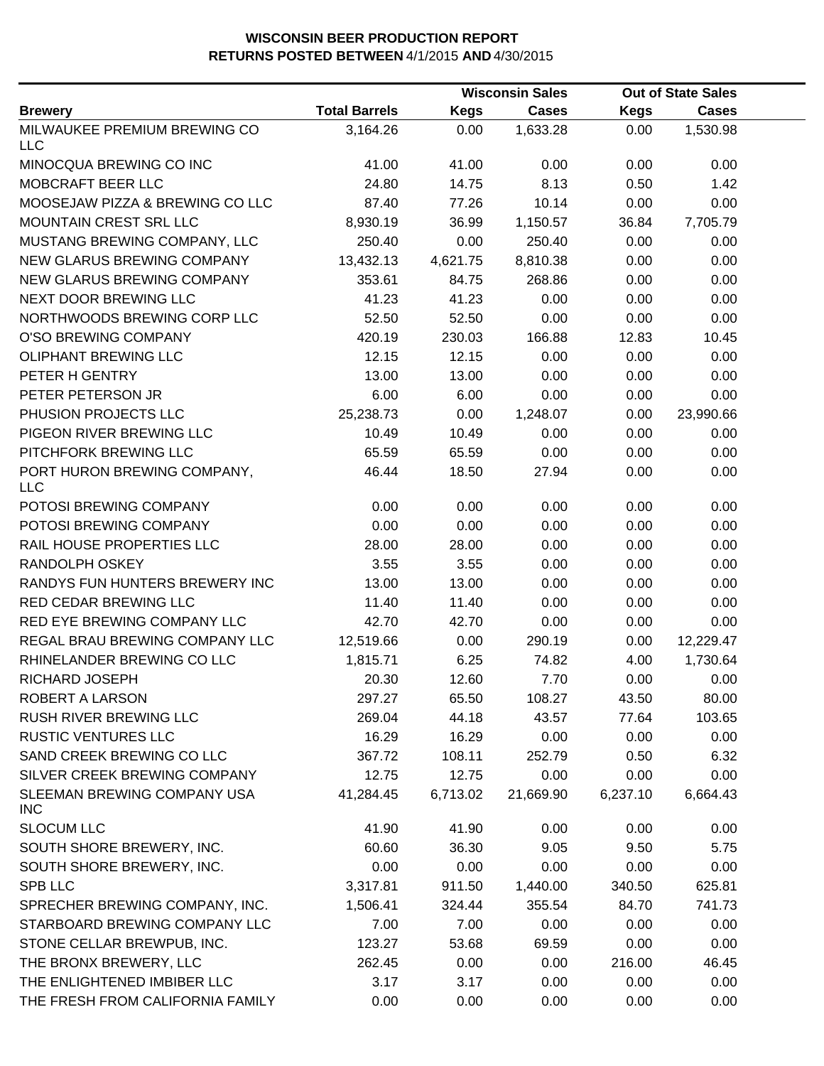**WISCONSIN BEER PRODUCTION REPORT**
**RETURNS POSTED BETWEEN** 4/1/2015 **AND** 4/30/2015

| Brewery | Total Barrels | Wisconsin Sales Kegs | Wisconsin Sales Cases | Out of State Sales Kegs | Out of State Sales Cases |
|---|---|---|---|---|---|
| MILWAUKEE PREMIUM BREWING CO LLC | 3,164.26 | 0.00 | 1,633.28 | 0.00 | 1,530.98 |
| MINOCQUA BREWING CO INC | 41.00 | 41.00 | 0.00 | 0.00 | 0.00 |
| MOBCRAFT BEER LLC | 24.80 | 14.75 | 8.13 | 0.50 | 1.42 |
| MOOSEJAW PIZZA & BREWING CO LLC | 87.40 | 77.26 | 10.14 | 0.00 | 0.00 |
| MOUNTAIN CREST SRL LLC | 8,930.19 | 36.99 | 1,150.57 | 36.84 | 7,705.79 |
| MUSTANG BREWING COMPANY, LLC | 250.40 | 0.00 | 250.40 | 0.00 | 0.00 |
| NEW GLARUS BREWING COMPANY | 13,432.13 | 4,621.75 | 8,810.38 | 0.00 | 0.00 |
| NEW GLARUS BREWING COMPANY | 353.61 | 84.75 | 268.86 | 0.00 | 0.00 |
| NEXT DOOR BREWING LLC | 41.23 | 41.23 | 0.00 | 0.00 | 0.00 |
| NORTHWOODS BREWING CORP LLC | 52.50 | 52.50 | 0.00 | 0.00 | 0.00 |
| O'SO BREWING COMPANY | 420.19 | 230.03 | 166.88 | 12.83 | 10.45 |
| OLIPHANT BREWING LLC | 12.15 | 12.15 | 0.00 | 0.00 | 0.00 |
| PETER H GENTRY | 13.00 | 13.00 | 0.00 | 0.00 | 0.00 |
| PETER PETERSON JR | 6.00 | 6.00 | 0.00 | 0.00 | 0.00 |
| PHUSION PROJECTS LLC | 25,238.73 | 0.00 | 1,248.07 | 0.00 | 23,990.66 |
| PIGEON RIVER BREWING LLC | 10.49 | 10.49 | 0.00 | 0.00 | 0.00 |
| PITCHFORK BREWING LLC | 65.59 | 65.59 | 0.00 | 0.00 | 0.00 |
| PORT HURON BREWING COMPANY, LLC | 46.44 | 18.50 | 27.94 | 0.00 | 0.00 |
| POTOSI BREWING COMPANY | 0.00 | 0.00 | 0.00 | 0.00 | 0.00 |
| POTOSI BREWING COMPANY | 0.00 | 0.00 | 0.00 | 0.00 | 0.00 |
| RAIL HOUSE PROPERTIES LLC | 28.00 | 28.00 | 0.00 | 0.00 | 0.00 |
| RANDOLPH OSKEY | 3.55 | 3.55 | 0.00 | 0.00 | 0.00 |
| RANDYS FUN HUNTERS BREWERY INC | 13.00 | 13.00 | 0.00 | 0.00 | 0.00 |
| RED CEDAR BREWING LLC | 11.40 | 11.40 | 0.00 | 0.00 | 0.00 |
| RED EYE BREWING COMPANY LLC | 42.70 | 42.70 | 0.00 | 0.00 | 0.00 |
| REGAL BRAU BREWING COMPANY LLC | 12,519.66 | 0.00 | 290.19 | 0.00 | 12,229.47 |
| RHINELANDER BREWING CO LLC | 1,815.71 | 6.25 | 74.82 | 4.00 | 1,730.64 |
| RICHARD JOSEPH | 20.30 | 12.60 | 7.70 | 0.00 | 0.00 |
| ROBERT A LARSON | 297.27 | 65.50 | 108.27 | 43.50 | 80.00 |
| RUSH RIVER BREWING LLC | 269.04 | 44.18 | 43.57 | 77.64 | 103.65 |
| RUSTIC VENTURES LLC | 16.29 | 16.29 | 0.00 | 0.00 | 0.00 |
| SAND CREEK BREWING CO LLC | 367.72 | 108.11 | 252.79 | 0.50 | 6.32 |
| SILVER CREEK BREWING COMPANY | 12.75 | 12.75 | 0.00 | 0.00 | 0.00 |
| SLEEMAN BREWING COMPANY USA INC | 41,284.45 | 6,713.02 | 21,669.90 | 6,237.10 | 6,664.43 |
| SLOCUM LLC | 41.90 | 41.90 | 0.00 | 0.00 | 0.00 |
| SOUTH SHORE BREWERY, INC. | 60.60 | 36.30 | 9.05 | 9.50 | 5.75 |
| SOUTH SHORE BREWERY, INC. | 0.00 | 0.00 | 0.00 | 0.00 | 0.00 |
| SPB LLC | 3,317.81 | 911.50 | 1,440.00 | 340.50 | 625.81 |
| SPRECHER BREWING COMPANY, INC. | 1,506.41 | 324.44 | 355.54 | 84.70 | 741.73 |
| STARBOARD BREWING COMPANY LLC | 7.00 | 7.00 | 0.00 | 0.00 | 0.00 |
| STONE CELLAR BREWPUB, INC. | 123.27 | 53.68 | 69.59 | 0.00 | 0.00 |
| THE BRONX BREWERY, LLC | 262.45 | 0.00 | 0.00 | 216.00 | 46.45 |
| THE ENLIGHTENED IMBIBER LLC | 3.17 | 3.17 | 0.00 | 0.00 | 0.00 |
| THE FRESH FROM CALIFORNIA FAMILY | 0.00 | 0.00 | 0.00 | 0.00 | 0.00 |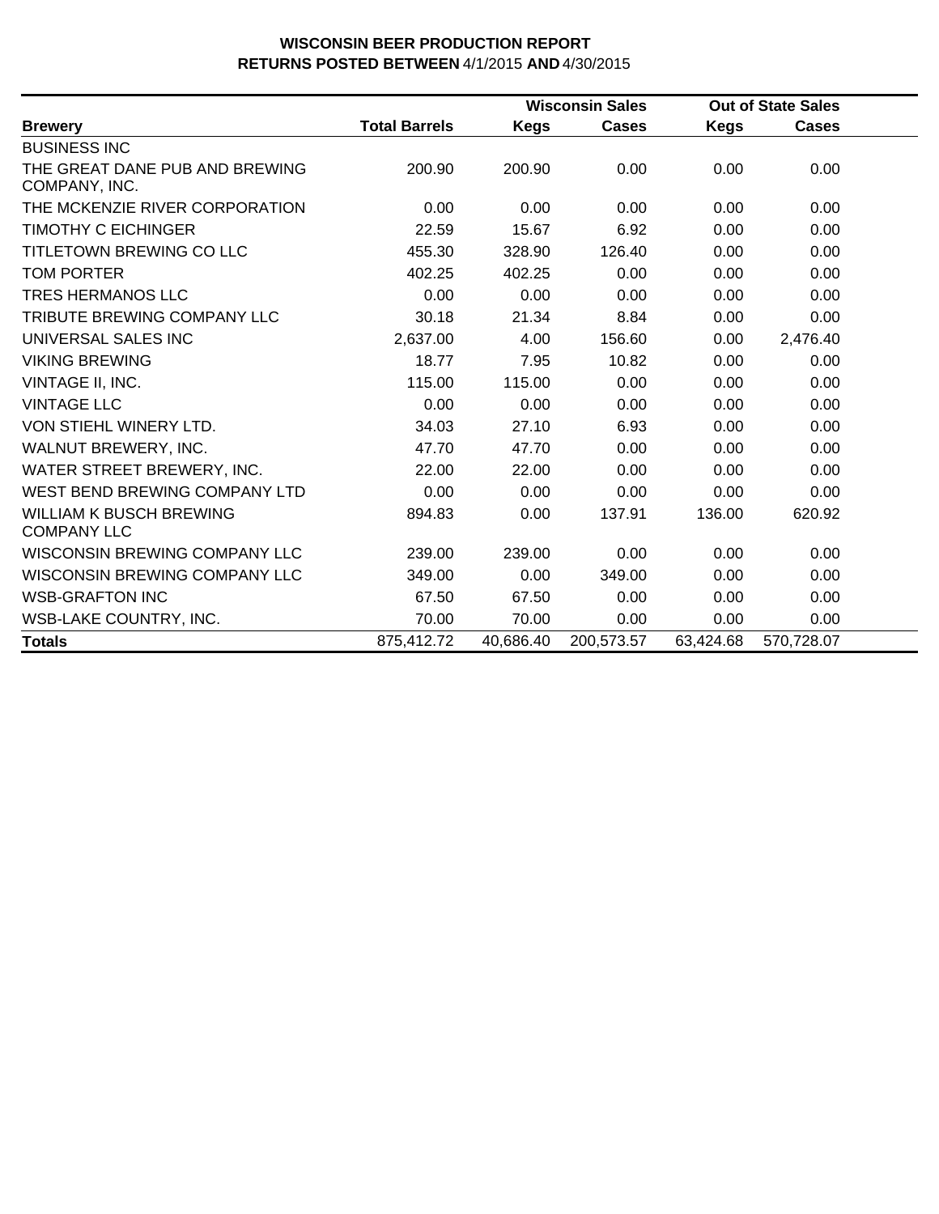**WISCONSIN BEER PRODUCTION REPORT**
**RETURNS POSTED BETWEEN** 4/1/2015 **AND** 4/30/2015

| | | Wisconsin Sales | | Out of State Sales | |
|---|---|---|---|---|---|
| **Brewery** | **Total Barrels** | **Kegs** | **Cases** | **Kegs** | **Cases** |
| BUSINESS INC | | | | | |
| THE GREAT DANE PUB AND BREWING COMPANY, INC. | 200.90 | 200.90 | 0.00 | 0.00 | 0.00 |
| THE MCKENZIE RIVER CORPORATION | 0.00 | 0.00 | 0.00 | 0.00 | 0.00 |
| TIMOTHY C EICHINGER | 22.59 | 15.67 | 6.92 | 0.00 | 0.00 |
| TITLETOWN BREWING CO LLC | 455.30 | 328.90 | 126.40 | 0.00 | 0.00 |
| TOM PORTER | 402.25 | 402.25 | 0.00 | 0.00 | 0.00 |
| TRES HERMANOS LLC | 0.00 | 0.00 | 0.00 | 0.00 | 0.00 |
| TRIBUTE BREWING COMPANY LLC | 30.18 | 21.34 | 8.84 | 0.00 | 0.00 |
| UNIVERSAL SALES INC | 2,637.00 | 4.00 | 156.60 | 0.00 | 2,476.40 |
| VIKING BREWING | 18.77 | 7.95 | 10.82 | 0.00 | 0.00 |
| VINTAGE II, INC. | 115.00 | 115.00 | 0.00 | 0.00 | 0.00 |
| VINTAGE LLC | 0.00 | 0.00 | 0.00 | 0.00 | 0.00 |
| VON STIEHL WINERY LTD. | 34.03 | 27.10 | 6.93 | 0.00 | 0.00 |
| WALNUT BREWERY, INC. | 47.70 | 47.70 | 0.00 | 0.00 | 0.00 |
| WATER STREET BREWERY, INC. | 22.00 | 22.00 | 0.00 | 0.00 | 0.00 |
| WEST BEND BREWING COMPANY LTD | 0.00 | 0.00 | 0.00 | 0.00 | 0.00 |
| WILLIAM K BUSCH BREWING COMPANY LLC | 894.83 | 0.00 | 137.91 | 136.00 | 620.92 |
| WISCONSIN BREWING COMPANY LLC | 239.00 | 239.00 | 0.00 | 0.00 | 0.00 |
| WISCONSIN BREWING COMPANY LLC | 349.00 | 0.00 | 349.00 | 0.00 | 0.00 |
| WSB-GRAFTON INC | 67.50 | 67.50 | 0.00 | 0.00 | 0.00 |
| WSB-LAKE COUNTRY, INC. | 70.00 | 70.00 | 0.00 | 0.00 | 0.00 |
| **Totals** | 875,412.72 | 40,686.40 | 200,573.57 | 63,424.68 | 570,728.07 |